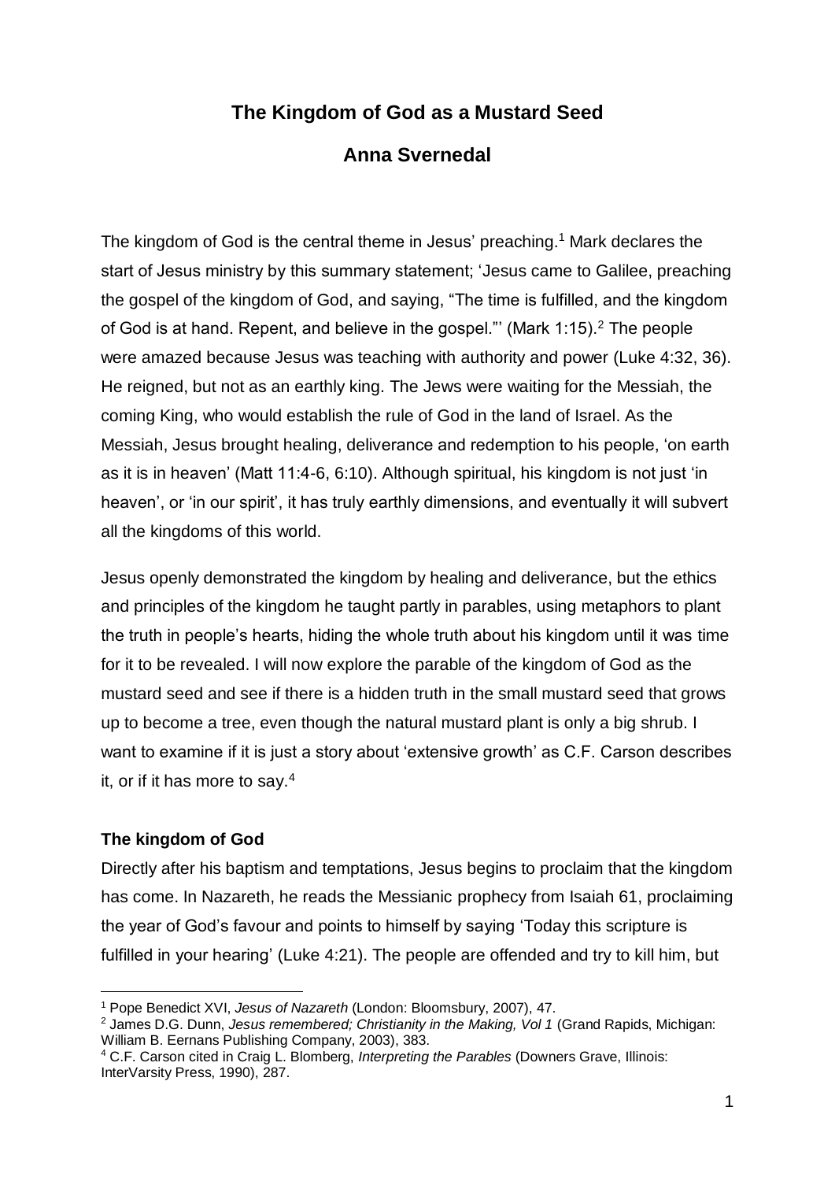# The Kingdom of God as a Mustard Seed

## Anna Svernedal

The kingdom of God is the central theme in Jesus' preaching.[1] Mark declares the start of Jesus ministry by this summary statement; 'Jesus came to Galilee, preaching the gospel of the kingdom of God, and saying, "The time is fulfilled, and the kingdom of God is at hand. Repent, and believe in the gospel."' (Mark 1:15).[2] The people were amazed because Jesus was teaching with authority and power (Luke 4:32, 36). He reigned, but not as an earthly king. The Jews were waiting for the Messiah, the coming King, who would establish the rule of God in the land of Israel. As the Messiah, Jesus brought healing, deliverance and redemption to his people, 'on earth as it is in heaven' (Matt 11:4-6, 6:10). Although spiritual, his kingdom is not just 'in heaven', or 'in our spirit', it has truly earthly dimensions, and eventually it will subvert all the kingdoms of this world.

Jesus openly demonstrated the kingdom by healing and deliverance, but the ethics and principles of the kingdom he taught partly in parables, using metaphors to plant the truth in people's hearts, hiding the whole truth about his kingdom until it was time for it to be revealed. I will now explore the parable of the kingdom of God as the mustard seed and see if there is a hidden truth in the small mustard seed that grows up to become a tree, even though the natural mustard plant is only a big shrub. I want to examine if it is just a story about 'extensive growth' as C.F. Carson describes it, or if it has more to say.[4]

**The kingdom of God**

Directly after his baptism and temptations, Jesus begins to proclaim that the kingdom has come. In Nazareth, he reads the Messianic prophecy from Isaiah 61, proclaiming the year of God's favour and points to himself by saying 'Today this scripture is fulfilled in your hearing' (Luke 4:21). The people are offended and try to kill him, but

---

[1] Pope Benedict XVI, *Jesus of Nazareth* (London: Bloomsbury, 2007), 47.

[2] James D.G. Dunn, *Jesus remembered; Christianity in the Making, Vol 1* (Grand Rapids, Michigan: William B. Eernans Publishing Company, 2003), 383.

[4] C.F. Carson cited in Craig L. Blomberg, *Interpreting the Parables* (Downers Grave, Illinois: InterVarsity Press, 1990), 287.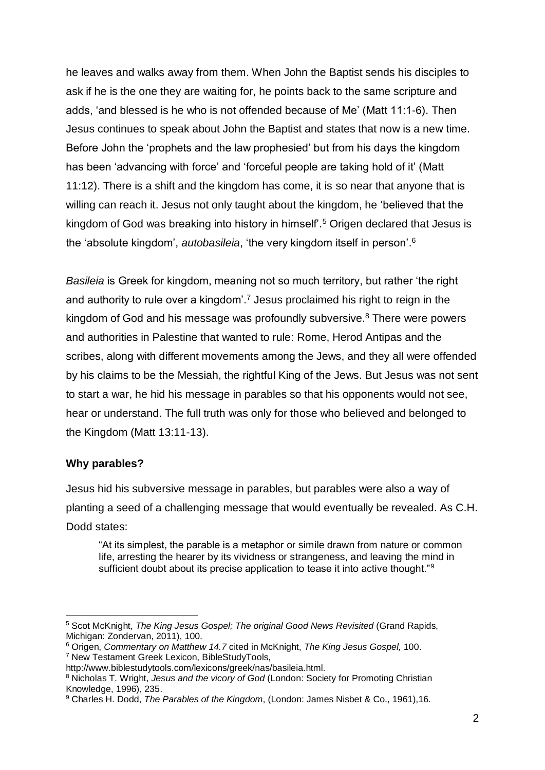he leaves and walks away from them. When John the Baptist sends his disciples to ask if he is the one they are waiting for, he points back to the same scripture and adds, 'and blessed is he who is not offended because of Me' (Matt 11:1-6). Then Jesus continues to speak about John the Baptist and states that now is a new time. Before John the 'prophets and the law prophesied' but from his days the kingdom has been 'advancing with force' and 'forceful people are taking hold of it' (Matt 11:12). There is a shift and the kingdom has come, it is so near that anyone that is willing can reach it. Jesus not only taught about the kingdom, he 'believed that the kingdom of God was breaking into history in himself'.[5] Origen declared that Jesus is the 'absolute kingdom', *autobasileia*, 'the very kingdom itself in person'.[6]

*Basileia* is Greek for kingdom, meaning not so much territory, but rather 'the right and authority to rule over a kingdom'.[7] Jesus proclaimed his right to reign in the kingdom of God and his message was profoundly subversive.[8] There were powers and authorities in Palestine that wanted to rule: Rome, Herod Antipas and the scribes, along with different movements among the Jews, and they all were offended by his claims to be the Messiah, the rightful King of the Jews. But Jesus was not sent to start a war, he hid his message in parables so that his opponents would not see, hear or understand. The full truth was only for those who believed and belonged to the Kingdom (Matt 13:11-13).

**Why parables?**

Jesus hid his subversive message in parables, but parables were also a way of planting a seed of a challenging message that would eventually be revealed. As C.H. Dodd states:

> "At its simplest, the parable is a metaphor or simile drawn from nature or common life, arresting the hearer by its vividness or strangeness, and leaving the mind in sufficient doubt about its precise application to tease it into active thought."[9]

---

[5] Scot McKnight, *The King Jesus Gospel; The original Good News Revisited* (Grand Rapids, Michigan: Zondervan, 2011), 100.

[6] Origen, *Commentary on Matthew 14.7* cited in McKnight, *The King Jesus Gospel,* 100.

[7] New Testament Greek Lexicon, BibleStudyTools, http://www.biblestudytools.com/lexicons/greek/nas/basileia.html.

[8] Nicholas T. Wright, *Jesus and the vicory of God* (London: Society for Promoting Christian Knowledge, 1996), 235.

[9] Charles H. Dodd, *The Parables of the Kingdom*, (London: James Nisbet & Co., 1961),16.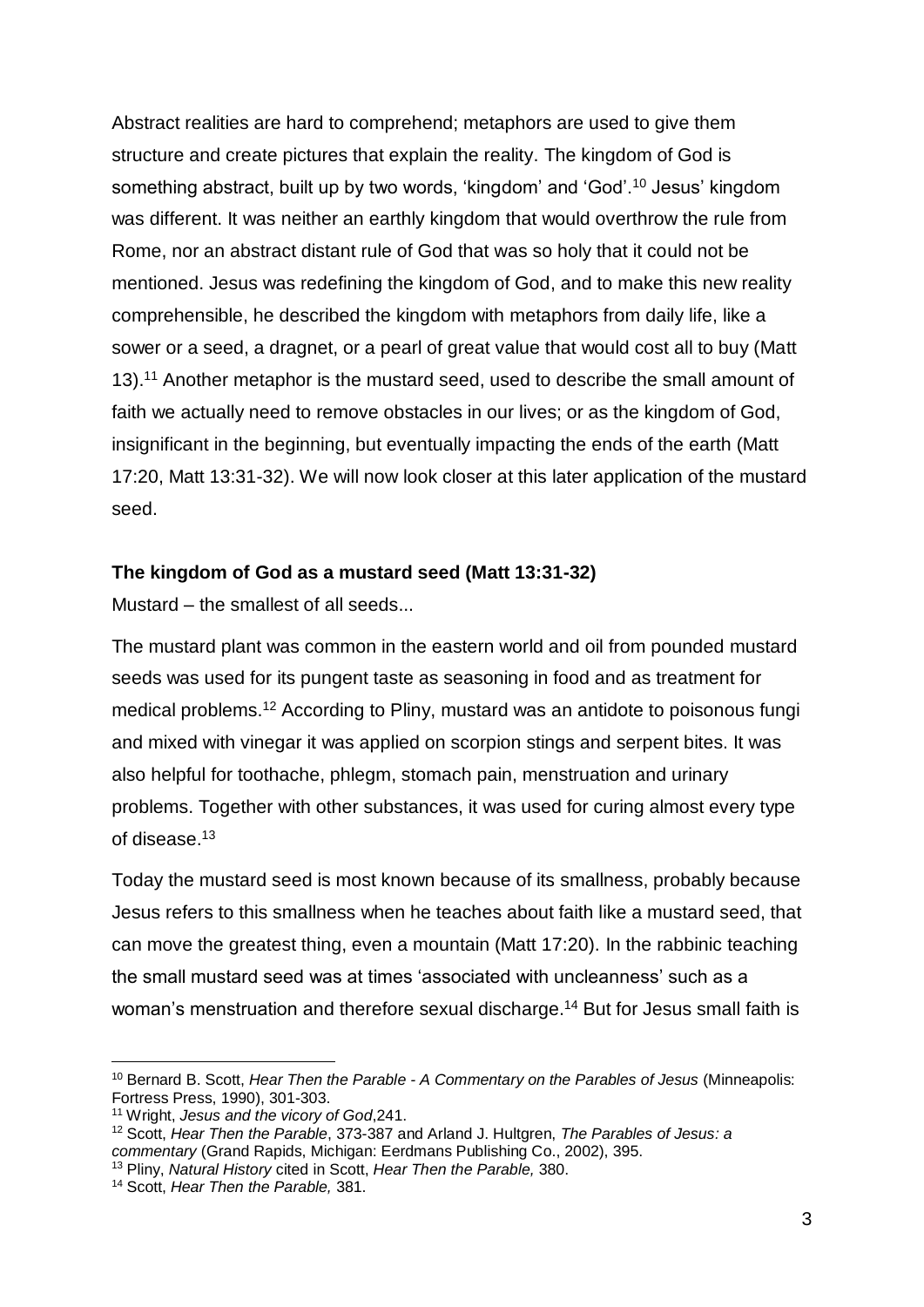Abstract realities are hard to comprehend; metaphors are used to give them structure and create pictures that explain the reality. The kingdom of God is something abstract, built up by two words, 'kingdom' and 'God'.[10] Jesus' kingdom was different. It was neither an earthly kingdom that would overthrow the rule from Rome, nor an abstract distant rule of God that was so holy that it could not be mentioned. Jesus was redefining the kingdom of God, and to make this new reality comprehensible, he described the kingdom with metaphors from daily life, like a sower or a seed, a dragnet, or a pearl of great value that would cost all to buy (Matt 13).[11] Another metaphor is the mustard seed, used to describe the small amount of faith we actually need to remove obstacles in our lives; or as the kingdom of God, insignificant in the beginning, but eventually impacting the ends of the earth (Matt 17:20, Matt 13:31-32). We will now look closer at this later application of the mustard seed.

### The kingdom of God as a mustard seed (Matt 13:31-32)

Mustard – the smallest of all seeds...

The mustard plant was common in the eastern world and oil from pounded mustard seeds was used for its pungent taste as seasoning in food and as treatment for medical problems.[12] According to Pliny, mustard was an antidote to poisonous fungi and mixed with vinegar it was applied on scorpion stings and serpent bites. It was also helpful for toothache, phlegm, stomach pain, menstruation and urinary problems. Together with other substances, it was used for curing almost every type of disease.[13]

Today the mustard seed is most known because of its smallness, probably because Jesus refers to this smallness when he teaches about faith like a mustard seed, that can move the greatest thing, even a mountain (Matt 17:20). In the rabbinic teaching the small mustard seed was at times 'associated with uncleanness' such as a woman's menstruation and therefore sexual discharge.[14] But for Jesus small faith is

---

[10] Bernard B. Scott, *Hear Then the Parable - A Commentary on the Parables of Jesus* (Minneapolis: Fortress Press, 1990), 301-303.

[11] Wright, *Jesus and the vicory of God*,241.

[12] Scott, *Hear Then the Parable*, 373-387 and Arland J. Hultgren, *The Parables of Jesus: a commentary* (Grand Rapids, Michigan: Eerdmans Publishing Co., 2002), 395.

[13] Pliny, *Natural History* cited in Scott, *Hear Then the Parable,* 380.

[14] Scott, *Hear Then the Parable,* 381.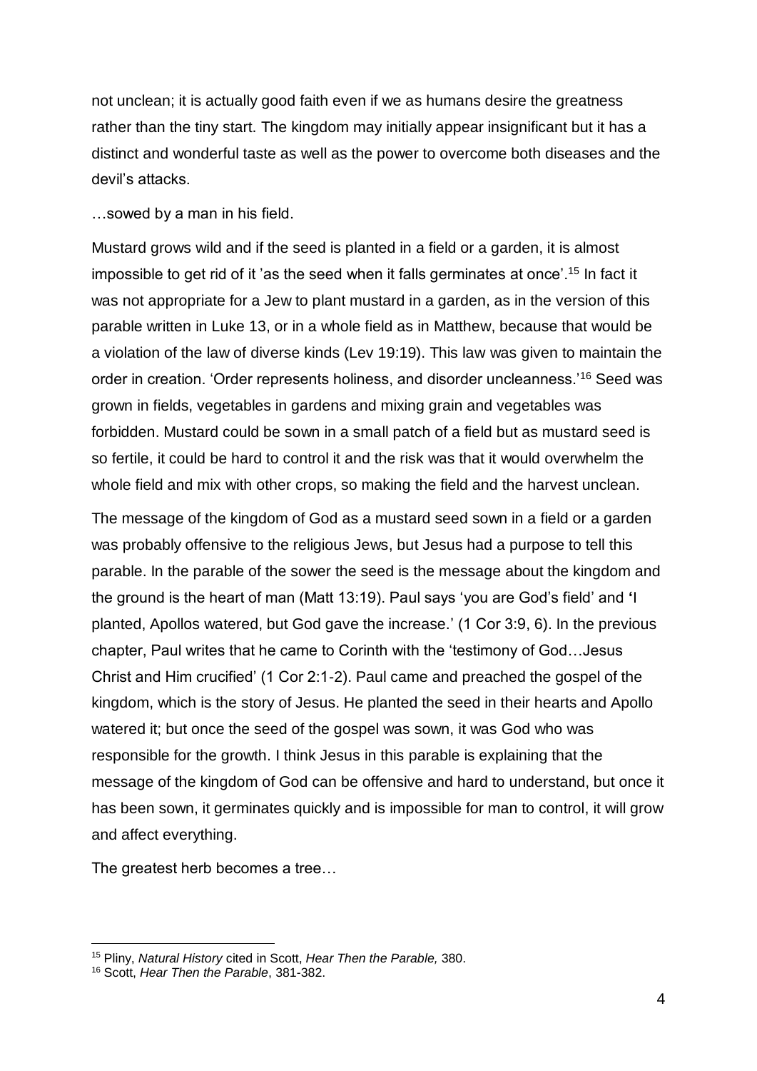not unclean; it is actually good faith even if we as humans desire the greatness rather than the tiny start. The kingdom may initially appear insignificant but it has a distinct and wonderful taste as well as the power to overcome both diseases and the devil's attacks.

…sowed by a man in his field.

Mustard grows wild and if the seed is planted in a field or a garden, it is almost impossible to get rid of it 'as the seed when it falls germinates at once'.[15] In fact it was not appropriate for a Jew to plant mustard in a garden, as in the version of this parable written in Luke 13, or in a whole field as in Matthew, because that would be a violation of the law of diverse kinds (Lev 19:19). This law was given to maintain the order in creation. 'Order represents holiness, and disorder uncleanness.'[16] Seed was grown in fields, vegetables in gardens and mixing grain and vegetables was forbidden. Mustard could be sown in a small patch of a field but as mustard seed is so fertile, it could be hard to control it and the risk was that it would overwhelm the whole field and mix with other crops, so making the field and the harvest unclean.

The message of the kingdom of God as a mustard seed sown in a field or a garden was probably offensive to the religious Jews, but Jesus had a purpose to tell this parable. In the parable of the sower the seed is the message about the kingdom and the ground is the heart of man (Matt 13:19). Paul says 'you are God's field' and 'I planted, Apollos watered, but God gave the increase.' (1 Cor 3:9, 6). In the previous chapter, Paul writes that he came to Corinth with the 'testimony of God…Jesus Christ and Him crucified' (1 Cor 2:1-2). Paul came and preached the gospel of the kingdom, which is the story of Jesus. He planted the seed in their hearts and Apollo watered it; but once the seed of the gospel was sown, it was God who was responsible for the growth. I think Jesus in this parable is explaining that the message of the kingdom of God can be offensive and hard to understand, but once it has been sown, it germinates quickly and is impossible for man to control, it will grow and affect everything.

The greatest herb becomes a tree…

---

[15] Pliny, *Natural History* cited in Scott, *Hear Then the Parable,* 380.

[16] Scott, *Hear Then the Parable*, 381-382.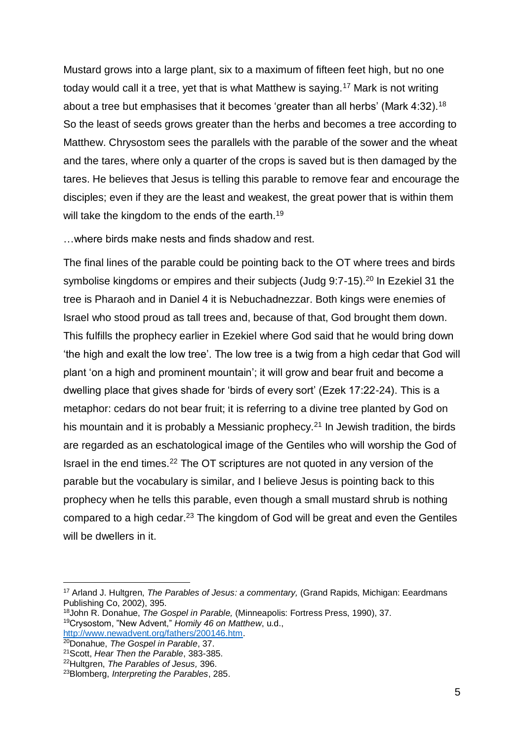Mustard grows into a large plant, six to a maximum of fifteen feet high, but no one today would call it a tree, yet that is what Matthew is saying.[17] Mark is not writing about a tree but emphasises that it becomes 'greater than all herbs' (Mark 4:32).[18] So the least of seeds grows greater than the herbs and becomes a tree according to Matthew. Chrysostom sees the parallels with the parable of the sower and the wheat and the tares, where only a quarter of the crops is saved but is then damaged by the tares. He believes that Jesus is telling this parable to remove fear and encourage the disciples; even if they are the least and weakest, the great power that is within them will take the kingdom to the ends of the earth.[19]

…where birds make nests and finds shadow and rest.

The final lines of the parable could be pointing back to the OT where trees and birds symbolise kingdoms or empires and their subjects (Judg 9:7-15).[20] In Ezekiel 31 the tree is Pharaoh and in Daniel 4 it is Nebuchadnezzar. Both kings were enemies of Israel who stood proud as tall trees and, because of that, God brought them down. This fulfills the prophecy earlier in Ezekiel where God said that he would bring down 'the high and exalt the low tree'. The low tree is a twig from a high cedar that God will plant 'on a high and prominent mountain'; it will grow and bear fruit and become a dwelling place that gives shade for 'birds of every sort' (Ezek 17:22-24). This is a metaphor: cedars do not bear fruit; it is referring to a divine tree planted by God on his mountain and it is probably a Messianic prophecy.[21] In Jewish tradition, the birds are regarded as an eschatological image of the Gentiles who will worship the God of Israel in the end times.[22] The OT scriptures are not quoted in any version of the parable but the vocabulary is similar, and I believe Jesus is pointing back to this prophecy when he tells this parable, even though a small mustard shrub is nothing compared to a high cedar.[23] The kingdom of God will be great and even the Gentiles will be dwellers in it.

---

[17] Arland J. Hultgren, *The Parables of Jesus: a commentary,* (Grand Rapids, Michigan: Eeardmans Publishing Co, 2002), 395.

[18] John R. Donahue, *The Gospel in Parable,* (Minneapolis: Fortress Press, 1990), 37.

[19] Crysostom, "New Advent," *Homily 46 on Matthew*, u.d., http://www.newadvent.org/fathers/200146.htm.

[20] Donahue, *The Gospel in Parable*, 37.

[21] Scott, *Hear Then the Parable*, 383-385.

[22] Hultgren, *The Parables of Jesus,* 396.

[23] Blomberg, *Interpreting the Parables*, 285.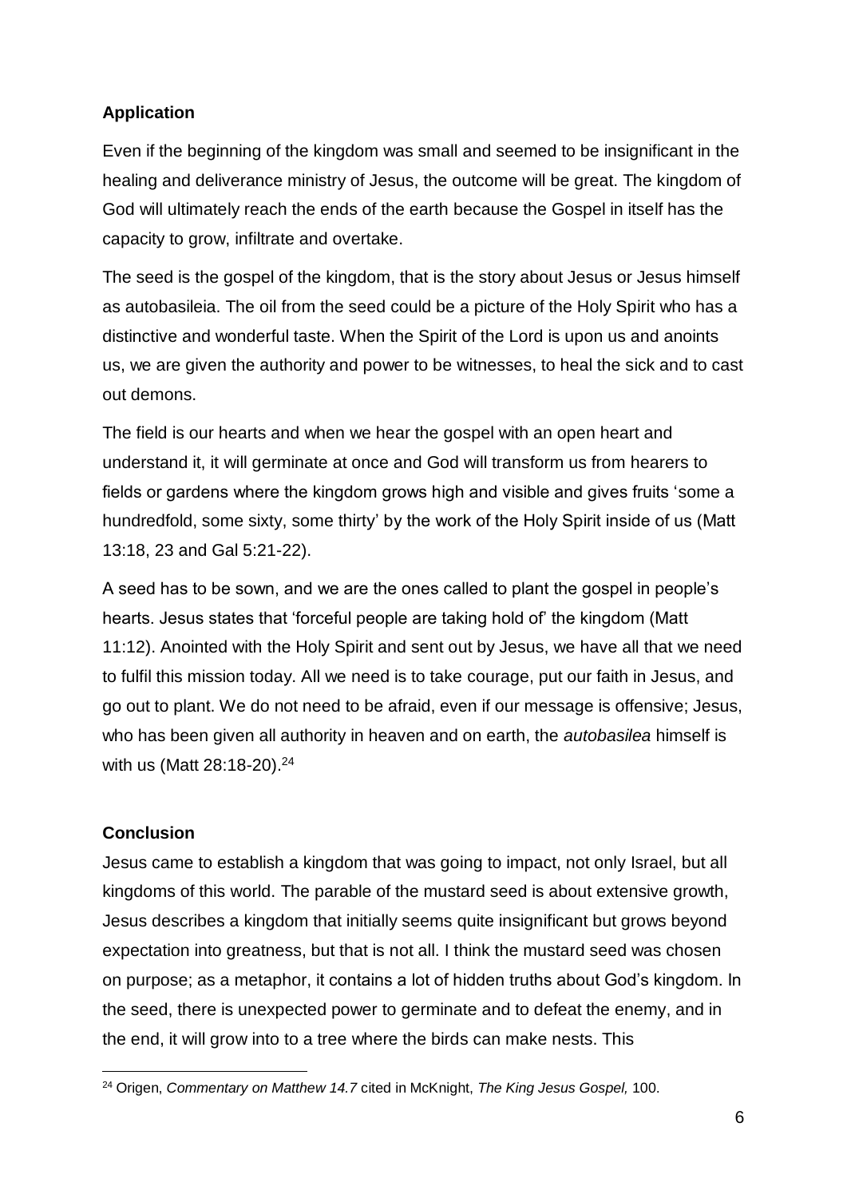## Application

Even if the beginning of the kingdom was small and seemed to be insignificant in the healing and deliverance ministry of Jesus, the outcome will be great. The kingdom of God will ultimately reach the ends of the earth because the Gospel in itself has the capacity to grow, infiltrate and overtake.

The seed is the gospel of the kingdom, that is the story about Jesus or Jesus himself as autobasileia. The oil from the seed could be a picture of the Holy Spirit who has a distinctive and wonderful taste. When the Spirit of the Lord is upon us and anoints us, we are given the authority and power to be witnesses, to heal the sick and to cast out demons.

The field is our hearts and when we hear the gospel with an open heart and understand it, it will germinate at once and God will transform us from hearers to fields or gardens where the kingdom grows high and visible and gives fruits 'some a hundredfold, some sixty, some thirty' by the work of the Holy Spirit inside of us (Matt 13:18, 23 and Gal 5:21-22).

A seed has to be sown, and we are the ones called to plant the gospel in people's hearts. Jesus states that 'forceful people are taking hold of' the kingdom (Matt 11:12). Anointed with the Holy Spirit and sent out by Jesus, we have all that we need to fulfil this mission today. All we need is to take courage, put our faith in Jesus, and go out to plant. We do not need to be afraid, even if our message is offensive; Jesus, who has been given all authority in heaven and on earth, the *autobasilea* himself is with us (Matt 28:18-20).[24]

## Conclusion

Jesus came to establish a kingdom that was going to impact, not only Israel, but all kingdoms of this world. The parable of the mustard seed is about extensive growth, Jesus describes a kingdom that initially seems quite insignificant but grows beyond expectation into greatness, but that is not all. I think the mustard seed was chosen on purpose; as a metaphor, it contains a lot of hidden truths about God's kingdom. In the seed, there is unexpected power to germinate and to defeat the enemy, and in the end, it will grow into to a tree where the birds can make nests. This

---

[24] Origen, *Commentary on Matthew 14.7* cited in McKnight, *The King Jesus Gospel,* 100.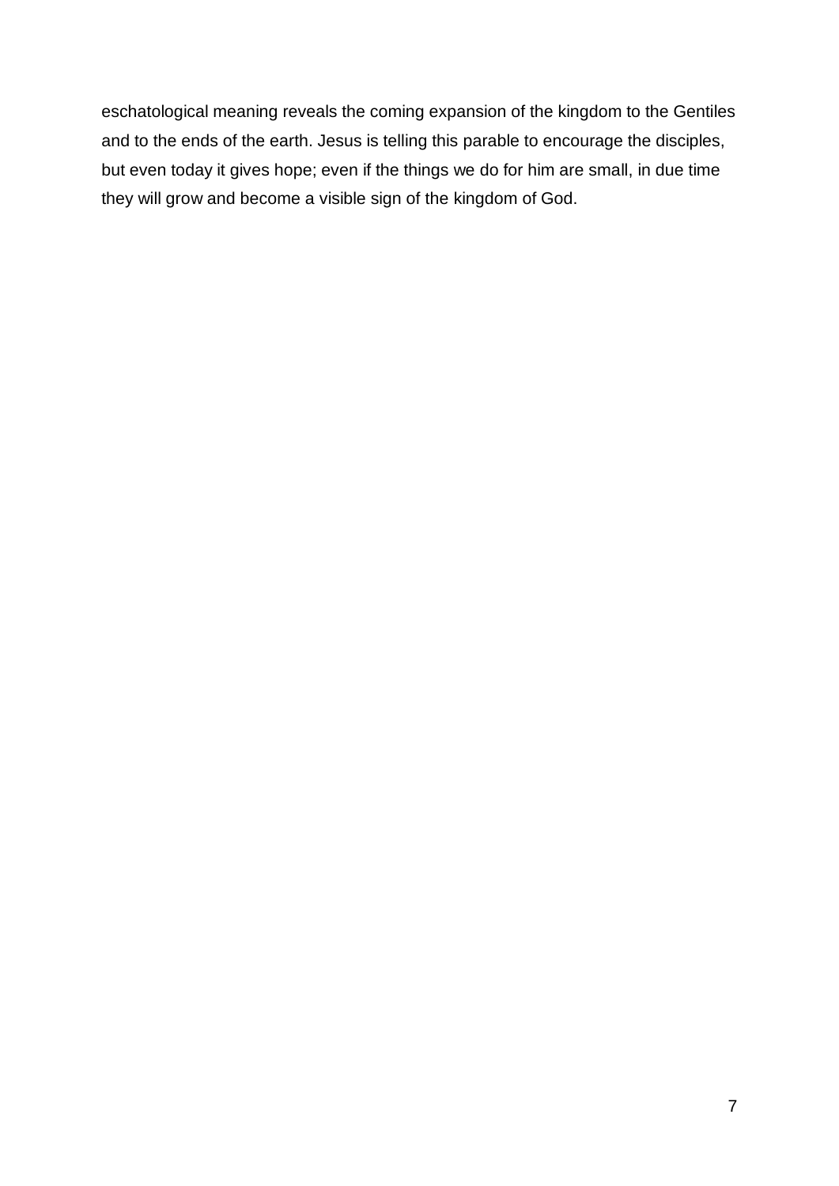eschatological meaning reveals the coming expansion of the kingdom to the Gentiles and to the ends of the earth. Jesus is telling this parable to encourage the disciples, but even today it gives hope; even if the things we do for him are small, in due time they will grow and become a visible sign of the kingdom of God.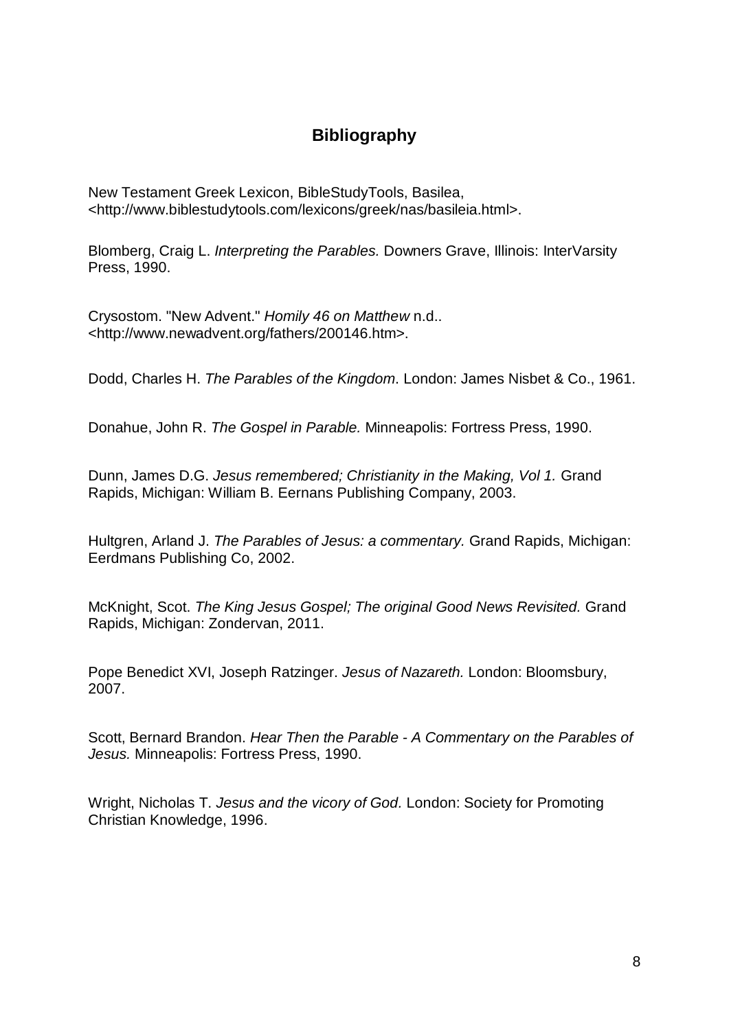## Bibliography

New Testament Greek Lexicon, BibleStudyTools, Basilea, <http://www.biblestudytools.com/lexicons/greek/nas/basileia.html>.

Blomberg, Craig L. *Interpreting the Parables.* Downers Grave, Illinois: InterVarsity Press, 1990.

Crysostom. "New Advent." *Homily 46 on Matthew* n.d.. <http://www.newadvent.org/fathers/200146.htm>.

Dodd, Charles H. *The Parables of the Kingdom*. London: James Nisbet & Co., 1961.

Donahue, John R. *The Gospel in Parable.* Minneapolis: Fortress Press, 1990.

Dunn, James D.G. *Jesus remembered; Christianity in the Making, Vol 1.* Grand Rapids, Michigan: William B. Eernans Publishing Company, 2003.

Hultgren, Arland J. *The Parables of Jesus: a commentary.* Grand Rapids, Michigan: Eerdmans Publishing Co, 2002.

McKnight, Scot. *The King Jesus Gospel; The original Good News Revisited.* Grand Rapids, Michigan: Zondervan, 2011.

Pope Benedict XVI, Joseph Ratzinger. *Jesus of Nazareth.* London: Bloomsbury, 2007.

Scott, Bernard Brandon. *Hear Then the Parable - A Commentary on the Parables of Jesus.* Minneapolis: Fortress Press, 1990.

Wright, Nicholas T. *Jesus and the vicory of God.* London: Society for Promoting Christian Knowledge, 1996.